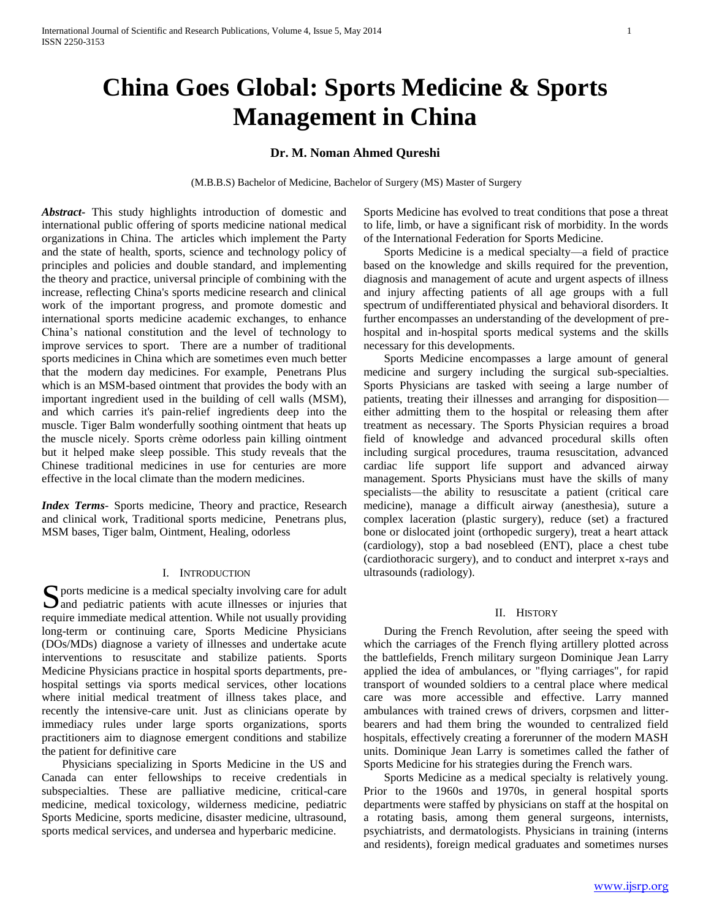# China Goes Global: Sports Medicine & Sports Management in China

**Dr. M. Noman Ahmed Qureshi**

(M.B.B.S) Bachelor of Medicine, Bachelor of Surgery (MS) Master of Surgery

***Abstract***- This study highlights introduction of domestic and international public offering of sports medicine national medical organizations in China. The articles which implement the Party and the state of health, sports, science and technology policy of principles and policies and double standard, and implementing the theory and practice, universal principle of combining with the increase, reflecting China's sports medicine research and clinical work of the important progress, and promote domestic and international sports medicine academic exchanges, to enhance China's national constitution and the level of technology to improve services to sport. There are a number of traditional sports medicines in China which are sometimes even much better that the modern day medicines. For example, Penetrans Plus which is an MSM-based ointment that provides the body with an important ingredient used in the building of cell walls (MSM), and which carries it's pain-relief ingredients deep into the muscle. Tiger Balm wonderfully soothing ointment that heats up the muscle nicely. Sports crème odorless pain killing ointment but it helped make sleep possible. This study reveals that the Chinese traditional medicines in use for centuries are more effective in the local climate than the modern medicines.

***Index Terms***- Sports medicine, Theory and practice, Research and clinical work, Traditional sports medicine, Penetrans plus, MSM bases, Tiger balm, Ointment, Healing, odorless

## I. Introduction

Sports medicine is a medical specialty involving care for adult and pediatric patients with acute illnesses or injuries that require immediate medical attention. While not usually providing long-term or continuing care, Sports Medicine Physicians (DOs/MDs) diagnose a variety of illnesses and undertake acute interventions to resuscitate and stabilize patients. Sports Medicine Physicians practice in hospital sports departments, pre-hospital settings via sports medical services, other locations where initial medical treatment of illness takes place, and recently the intensive-care unit. Just as clinicians operate by immediacy rules under large sports organizations, sports practitioners aim to diagnose emergent conditions and stabilize the patient for definitive care

Physicians specializing in Sports Medicine in the US and Canada can enter fellowships to receive credentials in subspecialties. These are palliative medicine, critical-care medicine, medical toxicology, wilderness medicine, pediatric Sports Medicine, sports medicine, disaster medicine, ultrasound, sports medical services, and undersea and hyperbaric medicine. Sports Medicine has evolved to treat conditions that pose a threat to life, limb, or have a significant risk of morbidity. In the words of the International Federation for Sports Medicine.

Sports Medicine is a medical specialty—a field of practice based on the knowledge and skills required for the prevention, diagnosis and management of acute and urgent aspects of illness and injury affecting patients of all age groups with a full spectrum of undifferentiated physical and behavioral disorders. It further encompasses an understanding of the development of pre-hospital and in-hospital sports medical systems and the skills necessary for this developments.

Sports Medicine encompasses a large amount of general medicine and surgery including the surgical sub-specialties. Sports Physicians are tasked with seeing a large number of patients, treating their illnesses and arranging for disposition—either admitting them to the hospital or releasing them after treatment as necessary. The Sports Physician requires a broad field of knowledge and advanced procedural skills often including surgical procedures, trauma resuscitation, advanced cardiac life support life support and advanced airway management. Sports Physicians must have the skills of many specialists—the ability to resuscitate a patient (critical care medicine), manage a difficult airway (anesthesia), suture a complex laceration (plastic surgery), reduce (set) a fractured bone or dislocated joint (orthopedic surgery), treat a heart attack (cardiology), stop a bad nosebleed (ENT), place a chest tube (cardiothoracic surgery), and to conduct and interpret x-rays and ultrasounds (radiology).

## II. History

During the French Revolution, after seeing the speed with which the carriages of the French flying artillery plotted across the battlefields, French military surgeon Dominique Jean Larry applied the idea of ambulances, or "flying carriages", for rapid transport of wounded soldiers to a central place where medical care was more accessible and effective. Larry manned ambulances with trained crews of drivers, corpsmen and litter-bearers and had them bring the wounded to centralized field hospitals, effectively creating a forerunner of the modern MASH units. Dominique Jean Larry is sometimes called the father of Sports Medicine for his strategies during the French wars.

Sports Medicine as a medical specialty is relatively young. Prior to the 1960s and 1970s, in general hospital sports departments were staffed by physicians on staff at the hospital on a rotating basis, among them general surgeons, internists, psychiatrists, and dermatologists. Physicians in training (interns and residents), foreign medical graduates and sometimes nurses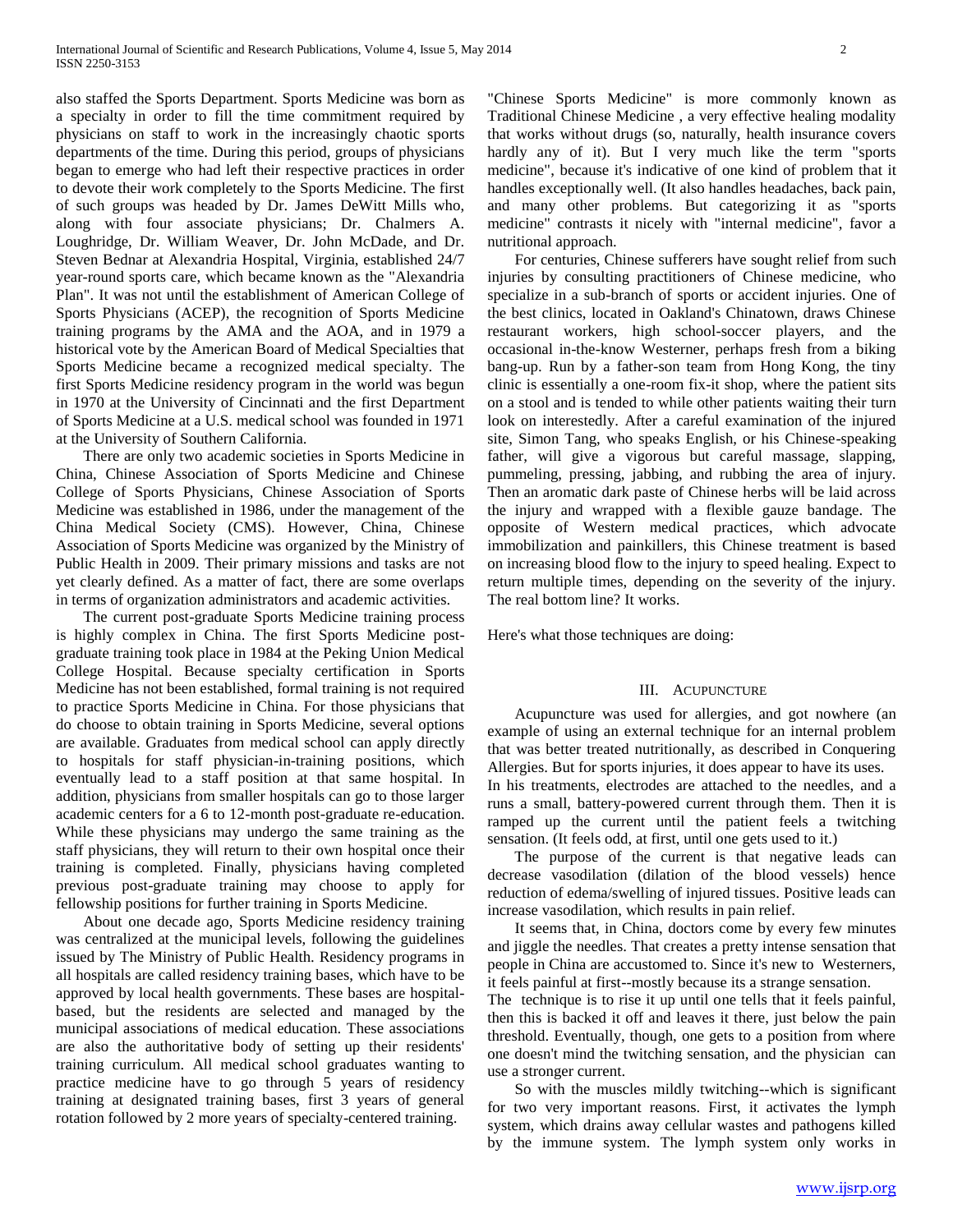also staffed the Sports Department. Sports Medicine was born as a specialty in order to fill the time commitment required by physicians on staff to work in the increasingly chaotic sports departments of the time. During this period, groups of physicians began to emerge who had left their respective practices in order to devote their work completely to the Sports Medicine. The first of such groups was headed by Dr. James DeWitt Mills who, along with four associate physicians; Dr. Chalmers A. Loughridge, Dr. William Weaver, Dr. John McDade, and Dr. Steven Bednar at Alexandria Hospital, Virginia, established 24/7 year-round sports care, which became known as the "Alexandria Plan". It was not until the establishment of American College of Sports Physicians (ACEP), the recognition of Sports Medicine training programs by the AMA and the AOA, and in 1979 a historical vote by the American Board of Medical Specialties that Sports Medicine became a recognized medical specialty. The first Sports Medicine residency program in the world was begun in 1970 at the University of Cincinnati and the first Department of Sports Medicine at a U.S. medical school was founded in 1971 at the University of Southern California.

There are only two academic societies in Sports Medicine in China, Chinese Association of Sports Medicine and Chinese College of Sports Physicians, Chinese Association of Sports Medicine was established in 1986, under the management of the China Medical Society (CMS). However, China, Chinese Association of Sports Medicine was organized by the Ministry of Public Health in 2009. Their primary missions and tasks are not yet clearly defined. As a matter of fact, there are some overlaps in terms of organization administrators and academic activities.

The current post-graduate Sports Medicine training process is highly complex in China. The first Sports Medicine post-graduate training took place in 1984 at the Peking Union Medical College Hospital. Because specialty certification in Sports Medicine has not been established, formal training is not required to practice Sports Medicine in China. For those physicians that do choose to obtain training in Sports Medicine, several options are available. Graduates from medical school can apply directly to hospitals for staff physician-in-training positions, which eventually lead to a staff position at that same hospital. In addition, physicians from smaller hospitals can go to those larger academic centers for a 6 to 12-month post-graduate re-education. While these physicians may undergo the same training as the staff physicians, they will return to their own hospital once their training is completed. Finally, physicians having completed previous post-graduate training may choose to apply for fellowship positions for further training in Sports Medicine.

About one decade ago, Sports Medicine residency training was centralized at the municipal levels, following the guidelines issued by The Ministry of Public Health. Residency programs in all hospitals are called residency training bases, which have to be approved by local health governments. These bases are hospital-based, but the residents are selected and managed by the municipal associations of medical education. These associations are also the authoritative body of setting up their residents' training curriculum. All medical school graduates wanting to practice medicine have to go through 5 years of residency training at designated training bases, first 3 years of general rotation followed by 2 more years of specialty-centered training.

"Chinese Sports Medicine" is more commonly known as Traditional Chinese Medicine , a very effective healing modality that works without drugs (so, naturally, health insurance covers hardly any of it). But I very much like the term "sports medicine", because it's indicative of one kind of problem that it handles exceptionally well. (It also handles headaches, back pain, and many other problems. But categorizing it as "sports medicine" contrasts it nicely with "internal medicine", favor a nutritional approach.

For centuries, Chinese sufferers have sought relief from such injuries by consulting practitioners of Chinese medicine, who specialize in a sub-branch of sports or accident injuries. One of the best clinics, located in Oakland's Chinatown, draws Chinese restaurant workers, high school-soccer players, and the occasional in-the-know Westerner, perhaps fresh from a biking bang-up. Run by a father-son team from Hong Kong, the tiny clinic is essentially a one-room fix-it shop, where the patient sits on a stool and is tended to while other patients waiting their turn look on interestedly. After a careful examination of the injured site, Simon Tang, who speaks English, or his Chinese-speaking father, will give a vigorous but careful massage, slapping, pummeling, pressing, jabbing, and rubbing the area of injury. Then an aromatic dark paste of Chinese herbs will be laid across the injury and wrapped with a flexible gauze bandage. The opposite of Western medical practices, which advocate immobilization and painkillers, this Chinese treatment is based on increasing blood flow to the injury to speed healing. Expect to return multiple times, depending on the severity of the injury. The real bottom line? It works.

Here's what those techniques are doing:

## III. Acupuncture

Acupuncture was used for allergies, and got nowhere (an example of using an external technique for an internal problem that was better treated nutritionally, as described in Conquering Allergies. But for sports injuries, it does appear to have its uses.
In his treatments, electrodes are attached to the needles, and a runs a small, battery-powered current through them. Then it is ramped up the current until the patient feels a twitching sensation. (It feels odd, at first, until one gets used to it.)

The purpose of the current is that negative leads can decrease vasodilation (dilation of the blood vessels) hence reduction of edema/swelling of injured tissues. Positive leads can increase vasodilation, which results in pain relief.

It seems that, in China, doctors come by every few minutes and jiggle the needles. That creates a pretty intense sensation that people in China are accustomed to. Since it's new to Westerners, it feels painful at first--mostly because its a strange sensation.
The technique is to rise it up until one tells that it feels painful, then this is backed it off and leaves it there, just below the pain threshold. Eventually, though, one gets to a position from where one doesn't mind the twitching sensation, and the physician can use a stronger current.

So with the muscles mildly twitching--which is significant for two very important reasons. First, it activates the lymph system, which drains away cellular wastes and pathogens killed by the immune system. The lymph system only works in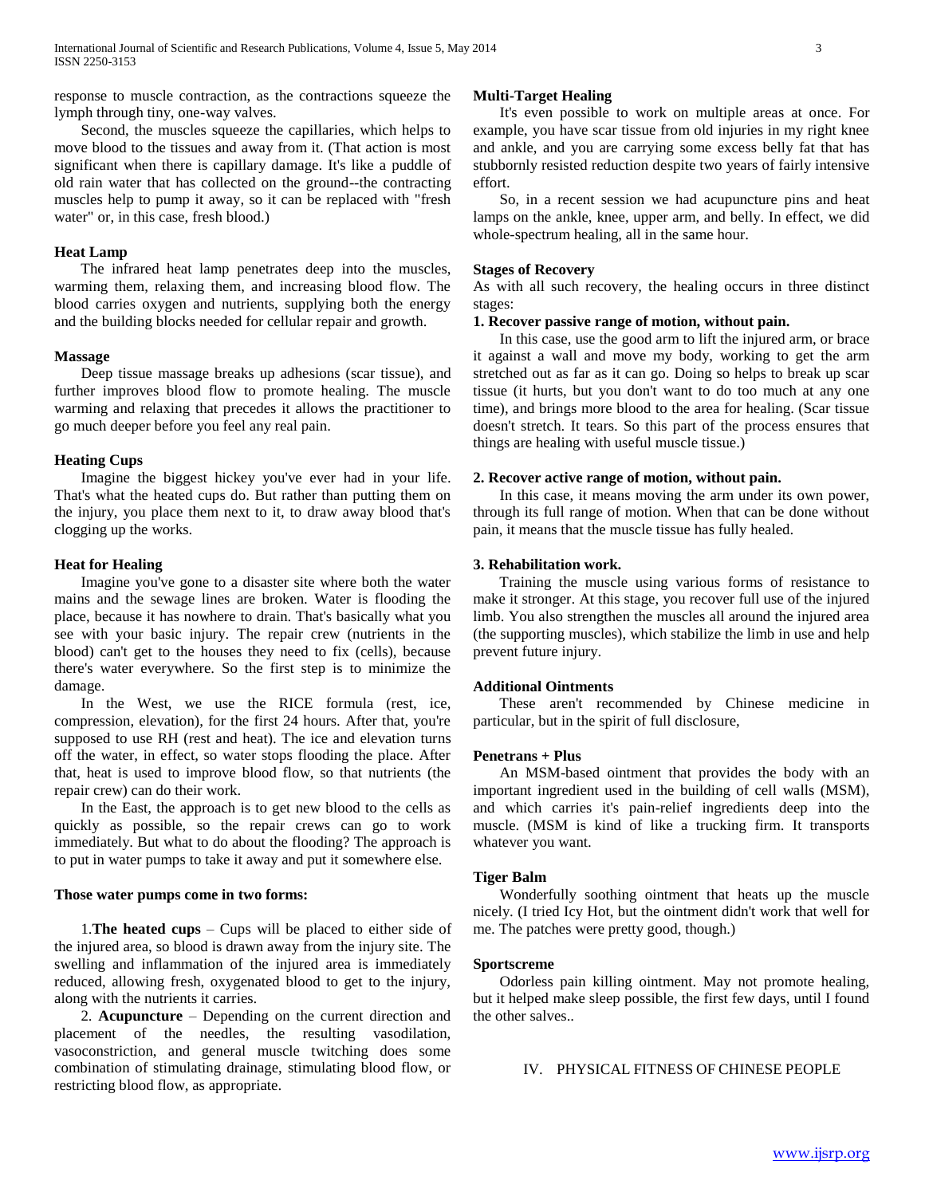response to muscle contraction, as the contractions squeeze the lymph through tiny, one-way valves.

Second, the muscles squeeze the capillaries, which helps to move blood to the tissues and away from it. (That action is most significant when there is capillary damage. It's like a puddle of old rain water that has collected on the ground--the contracting muscles help to pump it away, so it can be replaced with "fresh water" or, in this case, fresh blood.)

### Heat Lamp

The infrared heat lamp penetrates deep into the muscles, warming them, relaxing them, and increasing blood flow. The blood carries oxygen and nutrients, supplying both the energy and the building blocks needed for cellular repair and growth.

### Massage

Deep tissue massage breaks up adhesions (scar tissue), and further improves blood flow to promote healing. The muscle warming and relaxing that precedes it allows the practitioner to go much deeper before you feel any real pain.

### Heating Cups

Imagine the biggest hickey you've ever had in your life. That's what the heated cups do. But rather than putting them on the injury, you place them next to it, to draw away blood that's clogging up the works.

### Heat for Healing

Imagine you've gone to a disaster site where both the water mains and the sewage lines are broken. Water is flooding the place, because it has nowhere to drain. That's basically what you see with your basic injury. The repair crew (nutrients in the blood) can't get to the houses they need to fix (cells), because there's water everywhere. So the first step is to minimize the damage.

In the West, we use the RICE formula (rest, ice, compression, elevation), for the first 24 hours. After that, you're supposed to use RH (rest and heat). The ice and elevation turns off the water, in effect, so water stops flooding the place. After that, heat is used to improve blood flow, so that nutrients (the repair crew) can do their work.

In the East, the approach is to get new blood to the cells as quickly as possible, so the repair crews can go to work immediately. But what to do about the flooding? The approach is to put in water pumps to take it away and put it somewhere else.

**Those water pumps come in two forms:**

1. **The heated cups** – Cups will be placed to either side of the injured area, so blood is drawn away from the injury site. The swelling and inflammation of the injured area is immediately reduced, allowing fresh, oxygenated blood to get to the injury, along with the nutrients it carries.
2. **Acupuncture** – Depending on the current direction and placement of the needles, the resulting vasodilation, vasoconstriction, and general muscle twitching does some combination of stimulating drainage, stimulating blood flow, or restricting blood flow, as appropriate.

### Multi-Target Healing

It's even possible to work on multiple areas at once. For example, you have scar tissue from old injuries in my right knee and ankle, and you are carrying some excess belly fat that has stubbornly resisted reduction despite two years of fairly intensive effort.

So, in a recent session we had acupuncture pins and heat lamps on the ankle, knee, upper arm, and belly. In effect, we did whole-spectrum healing, all in the same hour.

### Stages of Recovery

As with all such recovery, the healing occurs in three distinct stages:

**1. Recover passive range of motion, without pain.**

In this case, use the good arm to lift the injured arm, or brace it against a wall and move my body, working to get the arm stretched out as far as it can go. Doing so helps to break up scar tissue (it hurts, but you don't want to do too much at any one time), and brings more blood to the area for healing. (Scar tissue doesn't stretch. It tears. So this part of the process ensures that things are healing with useful muscle tissue.)

**2. Recover active range of motion, without pain.**

In this case, it means moving the arm under its own power, through its full range of motion. When that can be done without pain, it means that the muscle tissue has fully healed.

**3. Rehabilitation work.**

Training the muscle using various forms of resistance to make it stronger. At this stage, you recover full use of the injured limb. You also strengthen the muscles all around the injured area (the supporting muscles), which stabilize the limb in use and help prevent future injury.

### Additional Ointments

These aren't recommended by Chinese medicine in particular, but in the spirit of full disclosure,

### Penetrans + Plus

An MSM-based ointment that provides the body with an important ingredient used in the building of cell walls (MSM), and which carries it's pain-relief ingredients deep into the muscle. (MSM is kind of like a trucking firm. It transports whatever you want.

### Tiger Balm

Wonderfully soothing ointment that heats up the muscle nicely. (I tried Icy Hot, but the ointment didn't work that well for me. The patches were pretty good, though.)

### Sportscreme

Odorless pain killing ointment. May not promote healing, but it helped make sleep possible, the first few days, until I found the other salves..

## IV. PHYSICAL FITNESS OF CHINESE PEOPLE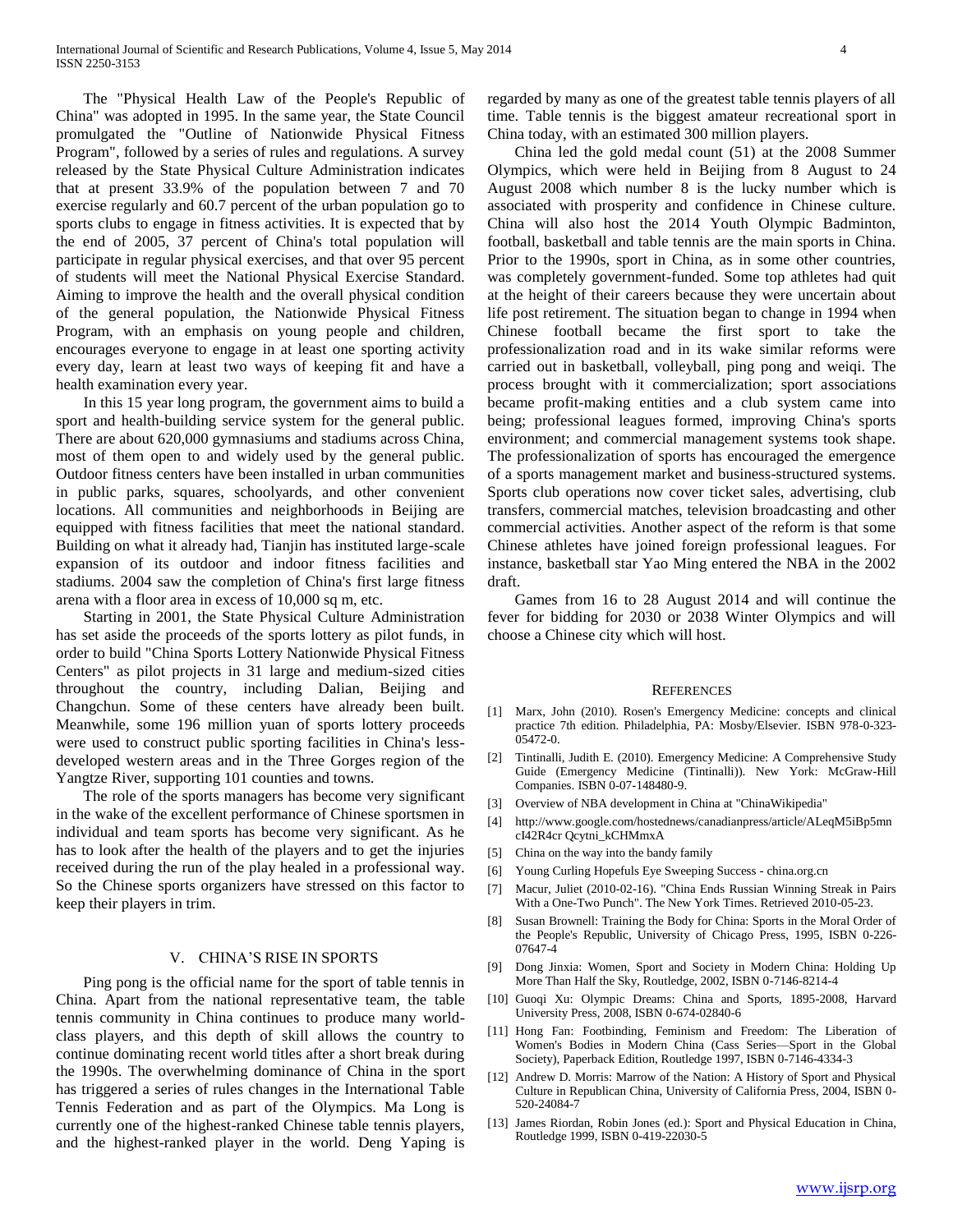The "Physical Health Law of the People's Republic of China" was adopted in 1995. In the same year, the State Council promulgated the "Outline of Nationwide Physical Fitness Program", followed by a series of rules and regulations. A survey released by the State Physical Culture Administration indicates that at present 33.9% of the population between 7 and 70 exercise regularly and 60.7 percent of the urban population go to sports clubs to engage in fitness activities. It is expected that by the end of 2005, 37 percent of China's total population will participate in regular physical exercises, and that over 95 percent of students will meet the National Physical Exercise Standard. Aiming to improve the health and the overall physical condition of the general population, the Nationwide Physical Fitness Program, with an emphasis on young people and children, encourages everyone to engage in at least one sporting activity every day, learn at least two ways of keeping fit and have a health examination every year.

In this 15 year long program, the government aims to build a sport and health-building service system for the general public. There are about 620,000 gymnasiums and stadiums across China, most of them open to and widely used by the general public. Outdoor fitness centers have been installed in urban communities in public parks, squares, schoolyards, and other convenient locations. All communities and neighborhoods in Beijing are equipped with fitness facilities that meet the national standard. Building on what it already had, Tianjin has instituted large-scale expansion of its outdoor and indoor fitness facilities and stadiums. 2004 saw the completion of China's first large fitness arena with a floor area in excess of 10,000 sq m, etc.

Starting in 2001, the State Physical Culture Administration has set aside the proceeds of the sports lottery as pilot funds, in order to build "China Sports Lottery Nationwide Physical Fitness Centers" as pilot projects in 31 large and medium-sized cities throughout the country, including Dalian, Beijing and Changchun. Some of these centers have already been built. Meanwhile, some 196 million yuan of sports lottery proceeds were used to construct public sporting facilities in China's less-developed western areas and in the Three Gorges region of the Yangtze River, supporting 101 counties and towns.

The role of the sports managers has become very significant in the wake of the excellent performance of Chinese sportsmen in individual and team sports has become very significant. As he has to look after the health of the players and to get the injuries received during the run of the play healed in a professional way. So the Chinese sports organizers have stressed on this factor to keep their players in trim.

## V. CHINA'S RISE IN SPORTS

Ping pong is the official name for the sport of table tennis in China. Apart from the national representative team, the table tennis community in China continues to produce many world-class players, and this depth of skill allows the country to continue dominating recent world titles after a short break during the 1990s. The overwhelming dominance of China in the sport has triggered a series of rules changes in the International Table Tennis Federation and as part of the Olympics. Ma Long is currently one of the highest-ranked Chinese table tennis players, and the highest-ranked player in the world. Deng Yaping is regarded by many as one of the greatest table tennis players of all time. Table tennis is the biggest amateur recreational sport in China today, with an estimated 300 million players.

China led the gold medal count (51) at the 2008 Summer Olympics, which were held in Beijing from 8 August to 24 August 2008 which number 8 is the lucky number which is associated with prosperity and confidence in Chinese culture. China will also host the 2014 Youth Olympic Badminton, football, basketball and table tennis are the main sports in China. Prior to the 1990s, sport in China, as in some other countries, was completely government-funded. Some top athletes had quit at the height of their careers because they were uncertain about life post retirement. The situation began to change in 1994 when Chinese football became the first sport to take the professionalization road and in its wake similar reforms were carried out in basketball, volleyball, ping pong and weiqi. The process brought with it commercialization; sport associations became profit-making entities and a club system came into being; professional leagues formed, improving China's sports environment; and commercial management systems took shape. The professionalization of sports has encouraged the emergence of a sports management market and business-structured systems. Sports club operations now cover ticket sales, advertising, club transfers, commercial matches, television broadcasting and other commercial activities. Another aspect of the reform is that some Chinese athletes have joined foreign professional leagues. For instance, basketball star Yao Ming entered the NBA in the 2002 draft.

Games from 16 to 28 August 2014 and will continue the fever for bidding for 2030 or 2038 Winter Olympics and will choose a Chinese city which will host.

## REFERENCES

[1] Marx, John (2010). Rosen's Emergency Medicine: concepts and clinical practice 7th edition. Philadelphia, PA: Mosby/Elsevier. ISBN 978-0-323-05472-0.

[2] Tintinalli, Judith E. (2010). Emergency Medicine: A Comprehensive Study Guide (Emergency Medicine (Tintinalli)). New York: McGraw-Hill Companies. ISBN 0-07-148480-9.

[3] Overview of NBA development in China at "ChinaWikipedia"

[4] http://www.google.com/hostednews/canadianpress/article/ALeqM5iBp5mncI42R4cr Qcytni_kCHMmxA

[5] China on the way into the bandy family

[6] Young Curling Hopefuls Eye Sweeping Success - china.org.cn

[7] Macur, Juliet (2010-02-16). "China Ends Russian Winning Streak in Pairs With a One-Two Punch". The New York Times. Retrieved 2010-05-23.

[8] Susan Brownell: Training the Body for China: Sports in the Moral Order of the People's Republic, University of Chicago Press, 1995, ISBN 0-226-07647-4

[9] Dong Jinxia: Women, Sport and Society in Modern China: Holding Up More Than Half the Sky, Routledge, 2002, ISBN 0-7146-8214-4

[10] Guoqi Xu: Olympic Dreams: China and Sports, 1895-2008, Harvard University Press, 2008, ISBN 0-674-02840-6

[11] Hong Fan: Footbinding, Feminism and Freedom: The Liberation of Women's Bodies in Modern China (Cass Series—Sport in the Global Society), Paperback Edition, Routledge 1997, ISBN 0-7146-4334-3

[12] Andrew D. Morris: Marrow of the Nation: A History of Sport and Physical Culture in Republican China, University of California Press, 2004, ISBN 0-520-24084-7

[13] James Riordan, Robin Jones (ed.): Sport and Physical Education in China, Routledge 1999, ISBN 0-419-22030-5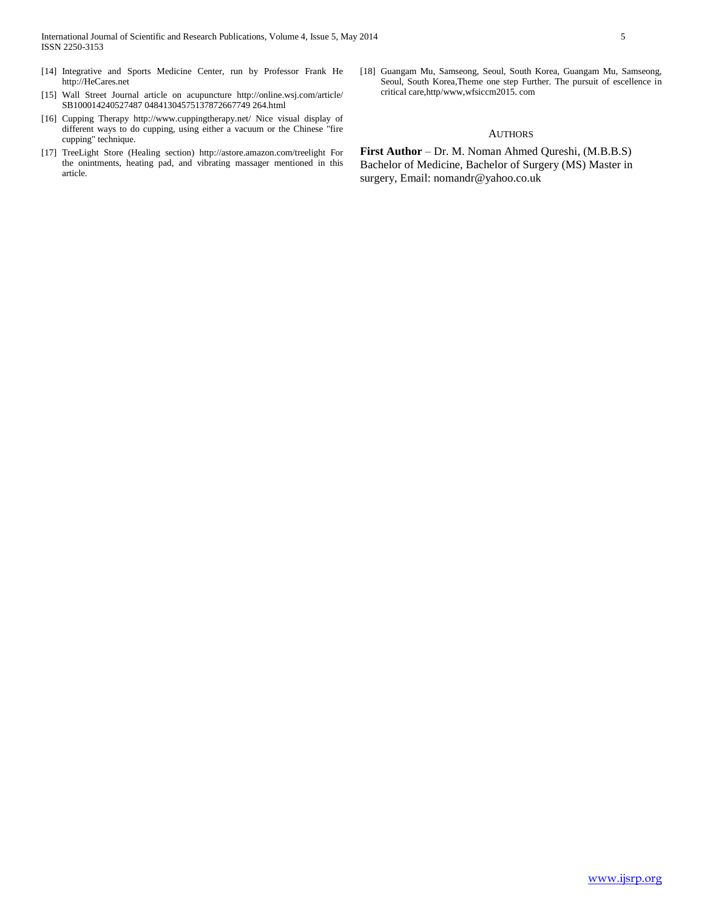[14] Integrative and Sports Medicine Center, run by Professor Frank He http://HeCares.net

[15] Wall Street Journal article on acupuncture http://online.wsj.com/article/ SB100014240527487 04841304575137872667749 264.html

[16] Cupping Therapy http://www.cuppingtherapy.net/ Nice visual display of different ways to do cupping, using either a vacuum or the Chinese "fire cupping" technique.

[17] TreeLight Store (Healing section) http://astore.amazon.com/treelight For the onintments, heating pad, and vibrating massager mentioned in this article.

[18] Guangam Mu, Samseong, Seoul, South Korea, Guangam Mu, Samseong, Seoul, South Korea,Theme one step Further. The pursuit of escellence in critical care,http/www,wfsiccm2015. com

## AUTHORS

**First Author** – Dr. M. Noman Ahmed Qureshi, (M.B.B.S) Bachelor of Medicine, Bachelor of Surgery (MS) Master in surgery, Email: nomandr@yahoo.co.uk